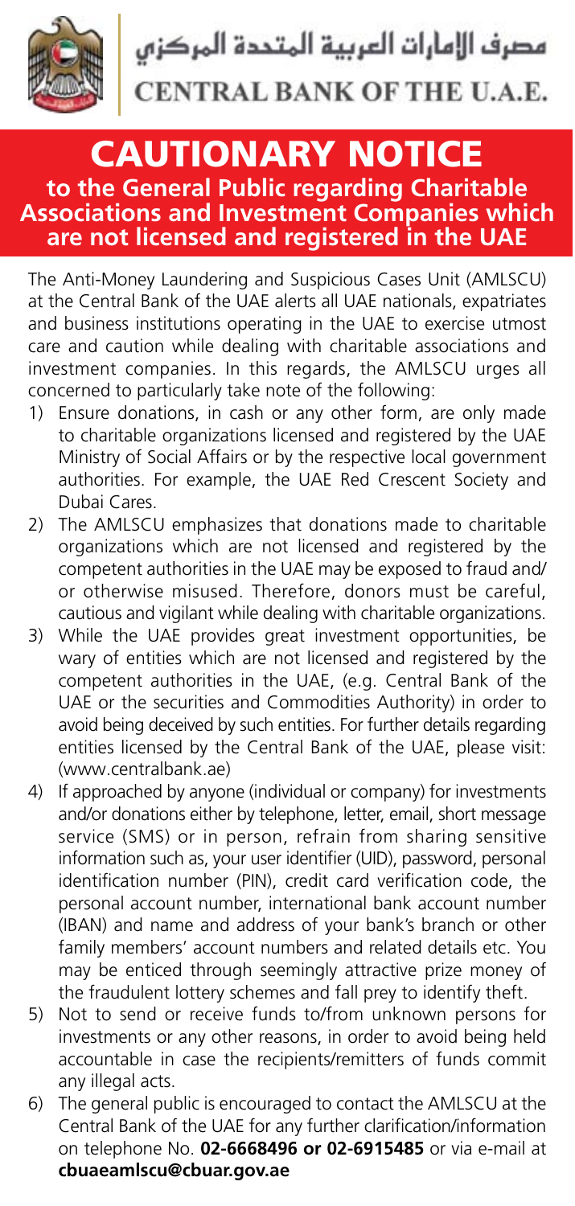مصرف الإمارات العربية المتحدة المركزي

CENTRAL BANK OF THE U.A.E.

# CAUTIONARY NOTICE

## to the General Public regarding Charitable Associations and Investment Companies which are not licensed and registered in the UAE

The Anti-Money Laundering and Suspicious Cases Unit (AMLSCU) at the Central Bank of the UAE alerts all UAE nationals, expatriates and business institutions operating in the UAE to exercise utmost care and caution while dealing with charitable associations and investment companies. In this regards, the AMLSCU urges all concerned to particularly take note of the following:

1) Ensure donations, in cash or any other form, are only made to charitable organizations licensed and registered by the UAE Ministry of Social Affairs or by the respective local government authorities. For example, the UAE Red Crescent Society and Dubai Cares.
2) The AMLSCU emphasizes that donations made to charitable organizations which are not licensed and registered by the competent authorities in the UAE may be exposed to fraud and/ or otherwise misused. Therefore, donors must be careful, cautious and vigilant while dealing with charitable organizations.
3) While the UAE provides great investment opportunities, be wary of entities which are not licensed and registered by the competent authorities in the UAE, (e.g. Central Bank of the UAE or the securities and Commodities Authority) in order to avoid being deceived by such entities. For further details regarding entities licensed by the Central Bank of the UAE, please visit: (www.centralbank.ae)
4) If approached by anyone (individual or company) for investments and/or donations either by telephone, letter, email, short message service (SMS) or in person, refrain from sharing sensitive information such as, your user identifier (UID), password, personal identification number (PIN), credit card verification code, the personal account number, international bank account number (IBAN) and name and address of your bank's branch or other family members' account numbers and related details etc. You may be enticed through seemingly attractive prize money of the fraudulent lottery schemes and fall prey to identify theft.
5) Not to send or receive funds to/from unknown persons for investments or any other reasons, in order to avoid being held accountable in case the recipients/remitters of funds commit any illegal acts.
6) The general public is encouraged to contact the AMLSCU at the Central Bank of the UAE for any further clarification/information on telephone No. **02-6668496 or 02-6915485** or via e-mail at **cbuaeamlscu@cbuar.gov.ae**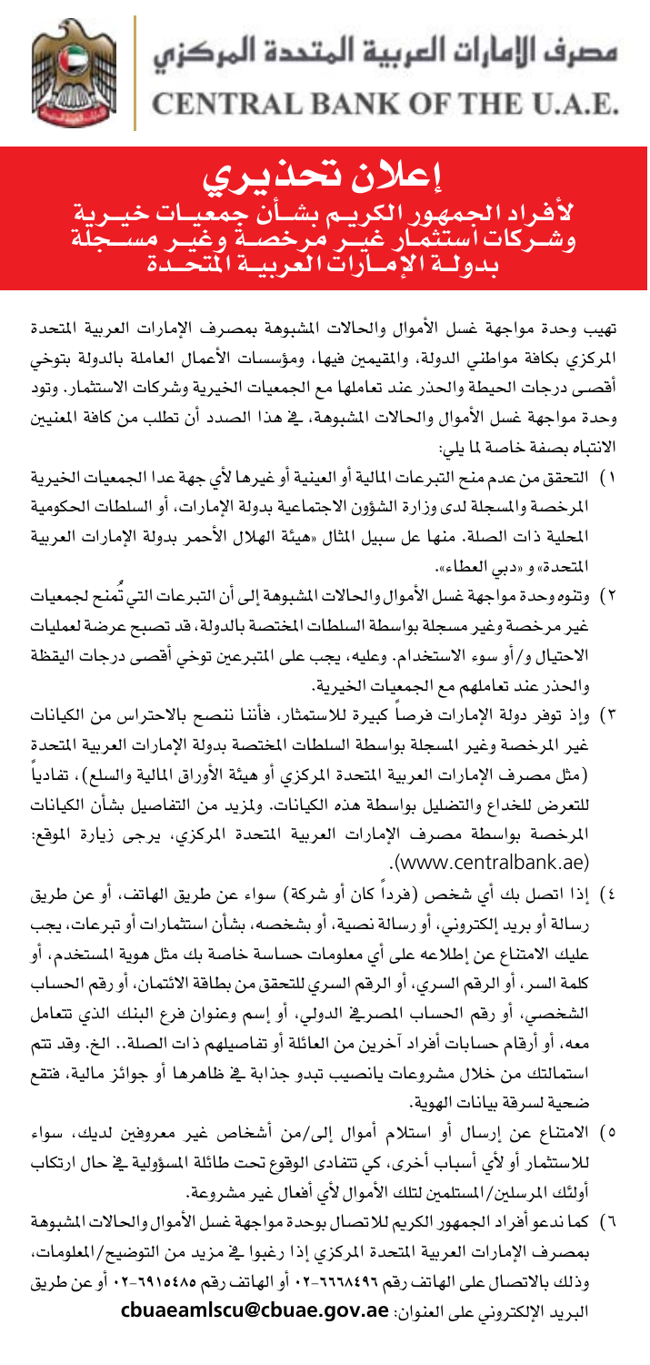# مصرف الإمارات العربية المتحدة المركزي

# CENTRAL BANK OF THE U.A.E.

## إعلان تحذيري

### لأفراد الجمهور الكريم بشأن جمعيات خيرية وشركات استثمار غير مرخصة وغير مسجلة بدولة الإمارات العربية المتحدة

تهيب وحدة مواجهة غسل الأموال والحالات المشبوهة بمصرف الإمارات العربية المتحدة المركزي بكافة مواطني الدولة، والمقيمين فيها، ومؤسسات الأعمال العاملة بالدولة بتوخي أقصى درجات الحيطة والحذر عند تعاملها مع الجمعيات الخيرية وشركات الاستثمار. وتود وحدة مواجهة غسل الأموال والحالات المشبوهة، في هذا الصدد أن تطلب من كافة المعنيين الانتباه بصفة خاصة لما يلي:

١) التحقق من عدم منح التبرعات المالية أو العينية أو غيرها لأي جهة عدا الجمعيات الخيرية المرخصة والمسجلة لدى وزارة الشؤون الاجتماعية بدولة الإمارات، أو السلطات الحكومية المحلية ذات الصلة. منها عل سبيل المثال «هيئة الهلال الأحمر بدولة الإمارات العربية المتحدة» و «دبي العطاء».

٢) وتنوه وحدة مواجهة غسل الأموال والحالات المشبوهة إلى أن التبرعات التي تُمنح لجمعيات غير مرخصة وغير مسجلة بواسطة السلطات المختصة بالدولة، قد تصبح عرضة لعمليات الاحتيال و/أو سوء الاستخدام. وعليه، يجب على المتبرعين توخي أقصى درجات اليقظة والحذر عند تعاملهم مع الجمعيات الخيرية.

٣) وإذ توفر دولة الإمارات فرصاً كبيرة للاستثمار، فأننا ننصح بالاحتراس من الكيانات غير المرخصة وغير المسجلة بواسطة السلطات المختصة بدولة الإمارات العربية المتحدة (مثل مصرف الإمارات العربية المتحدة المركزي أو هيئة الأوراق المالية والسلع)، تفادياً للتعرض للخداع والتضليل بواسطة هذه الكيانات. ولمزيد من التفاصيل بشأن الكيانات المرخصة بواسطة مصرف الإمارات العربية المتحدة المركزي، يرجى زيارة الموقع: (www.centralbank.ae).

٤) إذا اتصل بك أي شخص (فرداً كان أو شركة) سواء عن طريق الهاتف، أو عن طريق رسالة أو بريد إلكتروني، أو رسالة نصية، أو بشخصه، بشأن استثمارات أو تبرعات، يجب عليك الامتناع عن إطلاعه على أي معلومات حساسة خاصة بك مثل هوية المستخدم، أو كلمة السر، أو الرقم السري، أو الرقم السري للتحقق من بطاقة الائتمان، أو رقم الحساب الشخصي، أو رقم الحساب المصرفي الدولي، أو إسم وعنوان فرع البنك الذي تتعامل معه، أو أرقام حسابات أفراد آخرين من العائلة أو تفاصيلهم ذات الصلة.. الخ. وقد تتم استمالتك من خلال مشروعات يانصيب تبدو جذابة في ظاهرها أو جوائز مالية، فتقع ضحية لسرقة بيانات الهوية.

٥) الامتناع عن إرسال أو استلام أموال إلى/من أشخاص غير معروفين لديك، سواء للاستثمار أو لأي أسباب أخرى، كي تتفادى الوقوع تحت طائلة المسؤولية في حال ارتكاب أولئك المرسلين/المستلمين لتلك الأموال لأي أفعال غير مشروعة.

٦) كما ندعو أفراد الجمهور الكريم للاتصال بوحدة مواجهة غسل الأموال والحالات المشبوهة بمصرف الإمارات العربية المتحدة المركزي إذا رغبوا في مزيد من التوضيح/المعلومات، وذلك بالاتصال على الهاتف رقم ٠٢-٦٦٦٨٤٩٦ أو الهاتف رقم ٠٢-٦٩١٥٤٨٥ أو عن طريق البريد الإلكتروني على العنوان: **cbuaeamlscu@cbuae.gov.ae**